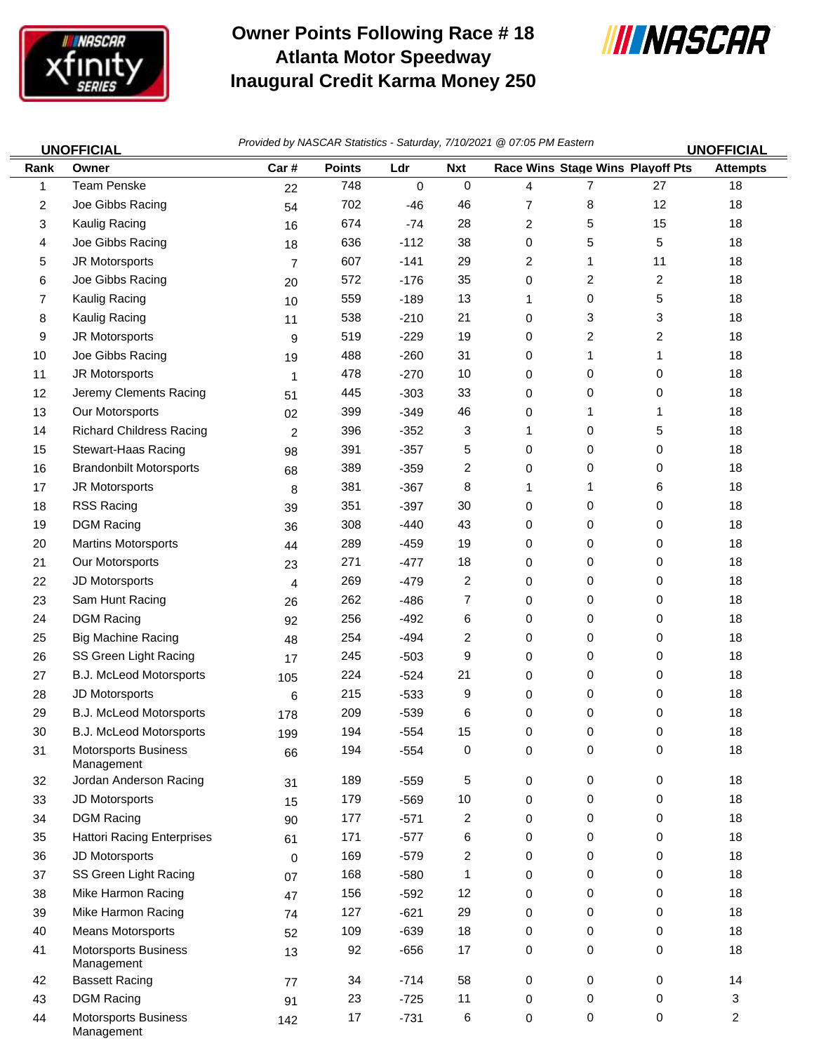# Owner Points Following Race # 18
# Atlanta Motor Speedway
# Inaugural Credit Karma Money 250

**UNOFFICIAL**

*Provided by NASCAR Statistics - Saturday, 7/10/2021 @ 07:05 PM Eastern*

**UNOFFICIAL**

| Rank | Owner | Car # | Points | Ldr | Nxt | Race Wins | Stage Wins | Playoff Pts | Attempts |
|---|---|---|---|---|---|---|---|---|---|
| 1 | Team Penske | 22 | 748 | 0 | 0 | 4 | 7 | 27 | 18 |
| 2 | Joe Gibbs Racing | 54 | 702 | -46 | 46 | 7 | 8 | 12 | 18 |
| 3 | Kaulig Racing | 16 | 674 | -74 | 28 | 2 | 5 | 15 | 18 |
| 4 | Joe Gibbs Racing | 18 | 636 | -112 | 38 | 0 | 5 | 5 | 18 |
| 5 | JR Motorsports | 7 | 607 | -141 | 29 | 2 | 1 | 11 | 18 |
| 6 | Joe Gibbs Racing | 20 | 572 | -176 | 35 | 0 | 2 | 2 | 18 |
| 7 | Kaulig Racing | 10 | 559 | -189 | 13 | 1 | 0 | 5 | 18 |
| 8 | Kaulig Racing | 11 | 538 | -210 | 21 | 0 | 3 | 3 | 18 |
| 9 | JR Motorsports | 9 | 519 | -229 | 19 | 0 | 2 | 2 | 18 |
| 10 | Joe Gibbs Racing | 19 | 488 | -260 | 31 | 0 | 1 | 1 | 18 |
| 11 | JR Motorsports | 1 | 478 | -270 | 10 | 0 | 0 | 0 | 18 |
| 12 | Jeremy Clements Racing | 51 | 445 | -303 | 33 | 0 | 0 | 0 | 18 |
| 13 | Our Motorsports | 02 | 399 | -349 | 46 | 0 | 1 | 1 | 18 |
| 14 | Richard Childress Racing | 2 | 396 | -352 | 3 | 1 | 0 | 5 | 18 |
| 15 | Stewart-Haas Racing | 98 | 391 | -357 | 5 | 0 | 0 | 0 | 18 |
| 16 | Brandonbilt Motorsports | 68 | 389 | -359 | 2 | 0 | 0 | 0 | 18 |
| 17 | JR Motorsports | 8 | 381 | -367 | 8 | 1 | 1 | 6 | 18 |
| 18 | RSS Racing | 39 | 351 | -397 | 30 | 0 | 0 | 0 | 18 |
| 19 | DGM Racing | 36 | 308 | -440 | 43 | 0 | 0 | 0 | 18 |
| 20 | Martins Motorsports | 44 | 289 | -459 | 19 | 0 | 0 | 0 | 18 |
| 21 | Our Motorsports | 23 | 271 | -477 | 18 | 0 | 0 | 0 | 18 |
| 22 | JD Motorsports | 4 | 269 | -479 | 2 | 0 | 0 | 0 | 18 |
| 23 | Sam Hunt Racing | 26 | 262 | -486 | 7 | 0 | 0 | 0 | 18 |
| 24 | DGM Racing | 92 | 256 | -492 | 6 | 0 | 0 | 0 | 18 |
| 25 | Big Machine Racing | 48 | 254 | -494 | 2 | 0 | 0 | 0 | 18 |
| 26 | SS Green Light Racing | 17 | 245 | -503 | 9 | 0 | 0 | 0 | 18 |
| 27 | B.J. McLeod Motorsports | 105 | 224 | -524 | 21 | 0 | 0 | 0 | 18 |
| 28 | JD Motorsports | 6 | 215 | -533 | 9 | 0 | 0 | 0 | 18 |
| 29 | B.J. McLeod Motorsports | 178 | 209 | -539 | 6 | 0 | 0 | 0 | 18 |
| 30 | B.J. McLeod Motorsports | 199 | 194 | -554 | 15 | 0 | 0 | 0 | 18 |
| 31 | Motorsports Business Management | 66 | 194 | -554 | 0 | 0 | 0 | 0 | 18 |
| 32 | Jordan Anderson Racing | 31 | 189 | -559 | 5 | 0 | 0 | 0 | 18 |
| 33 | JD Motorsports | 15 | 179 | -569 | 10 | 0 | 0 | 0 | 18 |
| 34 | DGM Racing | 90 | 177 | -571 | 2 | 0 | 0 | 0 | 18 |
| 35 | Hattori Racing Enterprises | 61 | 171 | -577 | 6 | 0 | 0 | 0 | 18 |
| 36 | JD Motorsports | 0 | 169 | -579 | 2 | 0 | 0 | 0 | 18 |
| 37 | SS Green Light Racing | 07 | 168 | -580 | 1 | 0 | 0 | 0 | 18 |
| 38 | Mike Harmon Racing | 47 | 156 | -592 | 12 | 0 | 0 | 0 | 18 |
| 39 | Mike Harmon Racing | 74 | 127 | -621 | 29 | 0 | 0 | 0 | 18 |
| 40 | Means Motorsports | 52 | 109 | -639 | 18 | 0 | 0 | 0 | 18 |
| 41 | Motorsports Business Management | 13 | 92 | -656 | 17 | 0 | 0 | 0 | 18 |
| 42 | Bassett Racing | 77 | 34 | -714 | 58 | 0 | 0 | 0 | 14 |
| 43 | DGM Racing | 91 | 23 | -725 | 11 | 0 | 0 | 0 | 3 |
| 44 | Motorsports Business Management | 142 | 17 | -731 | 6 | 0 | 0 | 0 | 2 |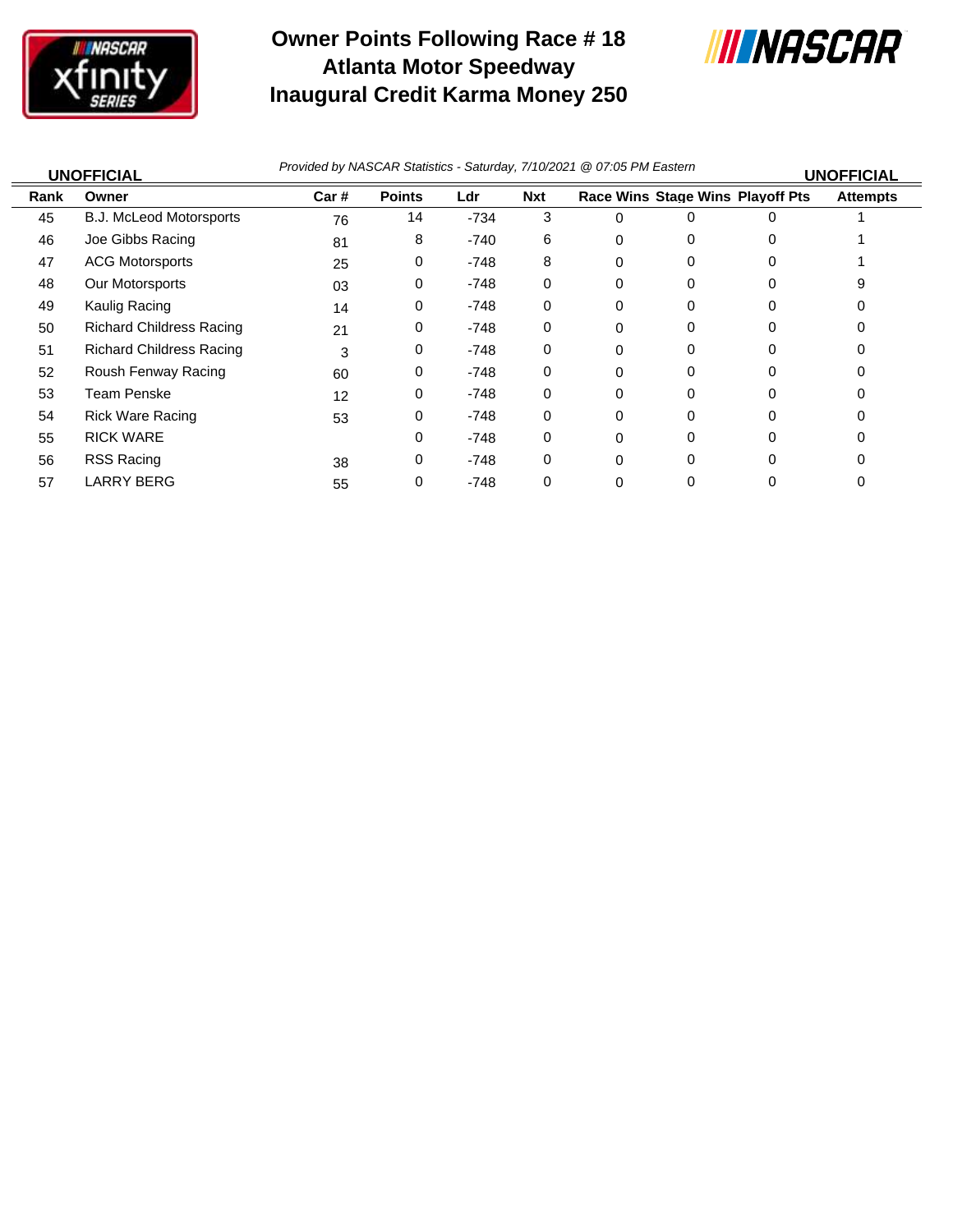# Owner Points Following Race # 18
## Atlanta Motor Speedway
## Inaugural Credit Karma Money 250

**UNOFFICIAL** *Provided by NASCAR Statistics - Saturday, 7/10/2021 @ 07:05 PM Eastern* **UNOFFICIAL**

| Rank | Owner | Car # | Points | Ldr | Nxt | Race Wins | Stage Wins | Playoff Pts | Attempts |
|---|---|---|---|---|---|---|---|---|---|
| 45 | B.J. McLeod Motorsports | 76 | 14 | -734 | 3 | 0 | 0 | 0 | 1 |
| 46 | Joe Gibbs Racing | 81 | 8 | -740 | 6 | 0 | 0 | 0 | 1 |
| 47 | ACG Motorsports | 25 | 0 | -748 | 8 | 0 | 0 | 0 | 1 |
| 48 | Our Motorsports | 03 | 0 | -748 | 0 | 0 | 0 | 0 | 9 |
| 49 | Kaulig Racing | 14 | 0 | -748 | 0 | 0 | 0 | 0 | 0 |
| 50 | Richard Childress Racing | 21 | 0 | -748 | 0 | 0 | 0 | 0 | 0 |
| 51 | Richard Childress Racing | 3 | 0 | -748 | 0 | 0 | 0 | 0 | 0 |
| 52 | Roush Fenway Racing | 60 | 0 | -748 | 0 | 0 | 0 | 0 | 0 |
| 53 | Team Penske | 12 | 0 | -748 | 0 | 0 | 0 | 0 | 0 |
| 54 | Rick Ware Racing | 53 | 0 | -748 | 0 | 0 | 0 | 0 | 0 |
| 55 | RICK WARE | | 0 | -748 | 0 | 0 | 0 | 0 | 0 |
| 56 | RSS Racing | 38 | 0 | -748 | 0 | 0 | 0 | 0 | 0 |
| 57 | LARRY BERG | 55 | 0 | -748 | 0 | 0 | 0 | 0 | 0 |